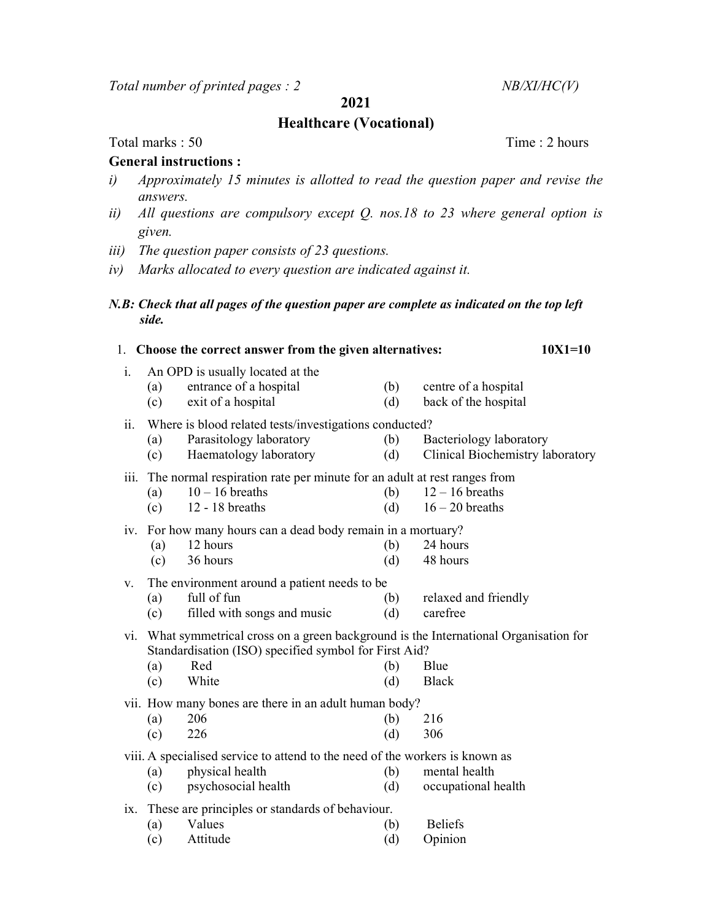*Total number of printed pages : 2* *NB/XI/HC(V)*

**2021**

## Healthcare (Vocational)

Total marks : 50 Time : 2 hours

**General instructions :**

*i) Approximately 15 minutes is allotted to read the question paper and revise the answers.*

*ii) All questions are compulsory except Q. nos.18 to 23 where general option is given.*

*iii) The question paper consists of 23 questions.*

*iv) Marks allocated to every question are indicated against it.*

***N.B: Check that all pages of the question paper are complete as indicated on the top left side.***

1. **Choose the correct answer from the given alternatives:** **10X1=10**

i. An OPD is usually located at the
   - (a) entrance of a hospital
   - (b) centre of a hospital
   - (c) exit of a hospital
   - (d) back of the hospital

ii. Where is blood related tests/investigations conducted?
   - (a) Parasitology laboratory
   - (b) Bacteriology laboratory
   - (c) Haematology laboratory
   - (d) Clinical Biochemistry laboratory

iii. The normal respiration rate per minute for an adult at rest ranges from
   - (a) 10 – 16 breaths
   - (b) 12 – 16 breaths
   - (c) 12 - 18 breaths
   - (d) 16 – 20 breaths

iv. For how many hours can a dead body remain in a mortuary?
   - (a) 12 hours
   - (b) 24 hours
   - (c) 36 hours
   - (d) 48 hours

v. The environment around a patient needs to be
   - (a) full of fun
   - (b) relaxed and friendly
   - (c) filled with songs and music
   - (d) carefree

vi. What symmetrical cross on a green background is the International Organisation for Standardisation (ISO) specified symbol for First Aid?
   - (a) Red
   - (b) Blue
   - (c) White
   - (d) Black

vii. How many bones are there in an adult human body?
   - (a) 206
   - (b) 216
   - (c) 226
   - (d) 306

viii. A specialised service to attend to the need of the workers is known as
   - (a) physical health
   - (b) mental health
   - (c) psychosocial health
   - (d) occupational health

ix. These are principles or standards of behaviour.
   - (a) Values
   - (b) Beliefs
   - (c) Attitude
   - (d) Opinion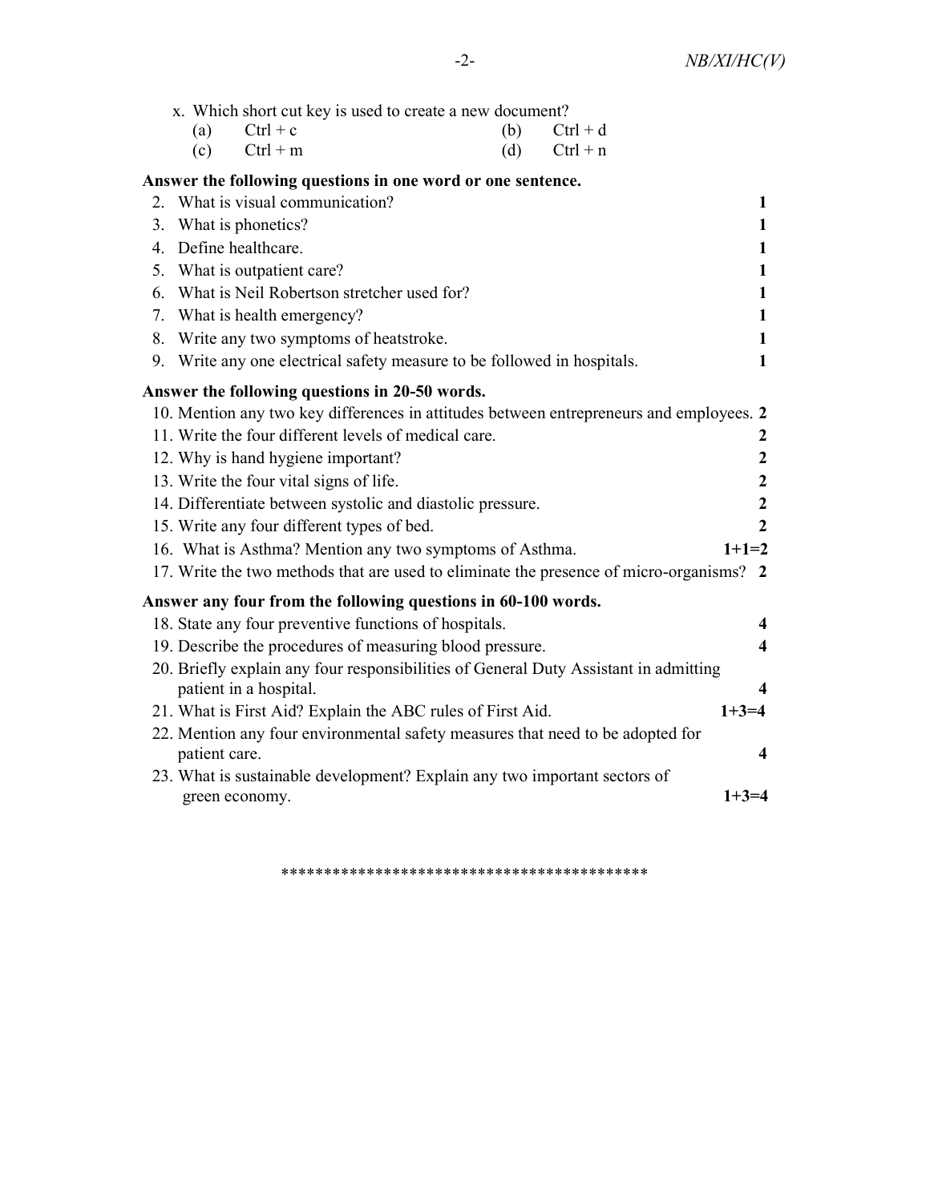x. Which short cut key is used to create a new document?

(a) Ctrl + c (b) Ctrl + d

(c) Ctrl + m (d) Ctrl + n

**Answer the following questions in one word or one sentence.**

2. What is visual communication? **1**
3. What is phonetics? **1**
4. Define healthcare. **1**
5. What is outpatient care? **1**
6. What is Neil Robertson stretcher used for? **1**
7. What is health emergency? **1**
8. Write any two symptoms of heatstroke. **1**
9. Write any one electrical safety measure to be followed in hospitals. **1**

**Answer the following questions in 20-50 words.**

10. Mention any two key differences in attitudes between entrepreneurs and employees. **2**
11. Write the four different levels of medical care. **2**
12. Why is hand hygiene important? **2**
13. Write the four vital signs of life. **2**
14. Differentiate between systolic and diastolic pressure. **2**
15. Write any four different types of bed. **2**
16. What is Asthma? Mention any two symptoms of Asthma. **1+1=2**
17. Write the two methods that are used to eliminate the presence of micro-organisms? **2**

**Answer any four from the following questions in 60-100 words.**

18. State any four preventive functions of hospitals. **4**
19. Describe the procedures of measuring blood pressure. **4**
20. Briefly explain any four responsibilities of General Duty Assistant in admitting patient in a hospital. **4**
21. What is First Aid? Explain the ABC rules of First Aid. **1+3=4**
22. Mention any four environmental safety measures that need to be adopted for patient care. **4**
23. What is sustainable development? Explain any two important sectors of green economy. **1+3=4**

*******************************************